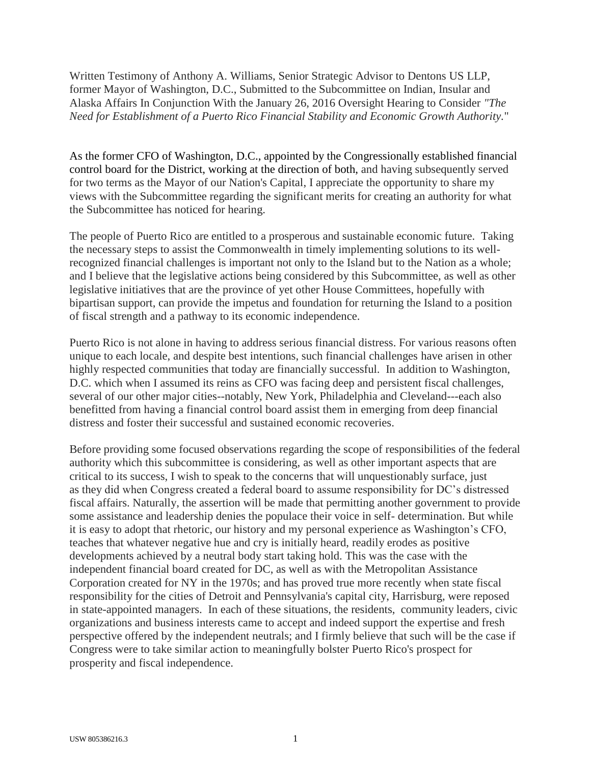Written Testimony of Anthony A. Williams, Senior Strategic Advisor to Dentons US LLP, former Mayor of Washington, D.C., Submitted to the Subcommittee on Indian, Insular and Alaska Affairs In Conjunction With the January 26, 2016 Oversight Hearing to Consider *"The Need for Establishment of a Puerto Rico Financial Stability and Economic Growth Authority."*

As the former CFO of Washington, D.C., appointed by the Congressionally established financial control board for the District, working at the direction of both, and having subsequently served for two terms as the Mayor of our Nation's Capital, I appreciate the opportunity to share my views with the Subcommittee regarding the significant merits for creating an authority for what the Subcommittee has noticed for hearing.

The people of Puerto Rico are entitled to a prosperous and sustainable economic future. Taking the necessary steps to assist the Commonwealth in timely implementing solutions to its well-recognized financial challenges is important not only to the Island but to the Nation as a whole; and I believe that the legislative actions being considered by this Subcommittee, as well as other legislative initiatives that are the province of yet other House Committees, hopefully with bipartisan support, can provide the impetus and foundation for returning the Island to a position of fiscal strength and a pathway to its economic independence.

Puerto Rico is not alone in having to address serious financial distress. For various reasons often unique to each locale, and despite best intentions, such financial challenges have arisen in other highly respected communities that today are financially successful. In addition to Washington, D.C. which when I assumed its reins as CFO was facing deep and persistent fiscal challenges, several of our other major cities--notably, New York, Philadelphia and Cleveland---each also benefitted from having a financial control board assist them in emerging from deep financial distress and foster their successful and sustained economic recoveries.

Before providing some focused observations regarding the scope of responsibilities of the federal authority which this subcommittee is considering, as well as other important aspects that are critical to its success, I wish to speak to the concerns that will unquestionably surface, just as they did when Congress created a federal board to assume responsibility for DC's distressed fiscal affairs. Naturally, the assertion will be made that permitting another government to provide some assistance and leadership denies the populace their voice in self- determination. But while it is easy to adopt that rhetoric, our history and my personal experience as Washington's CFO, teaches that whatever negative hue and cry is initially heard, readily erodes as positive developments achieved by a neutral body start taking hold. This was the case with the independent financial board created for DC, as well as with the Metropolitan Assistance Corporation created for NY in the 1970s; and has proved true more recently when state fiscal responsibility for the cities of Detroit and Pennsylvania's capital city, Harrisburg, were reposed in state-appointed managers. In each of these situations, the residents, community leaders, civic organizations and business interests came to accept and indeed support the expertise and fresh perspective offered by the independent neutrals; and I firmly believe that such will be the case if Congress were to take similar action to meaningfully bolster Puerto Rico's prospect for prosperity and fiscal independence.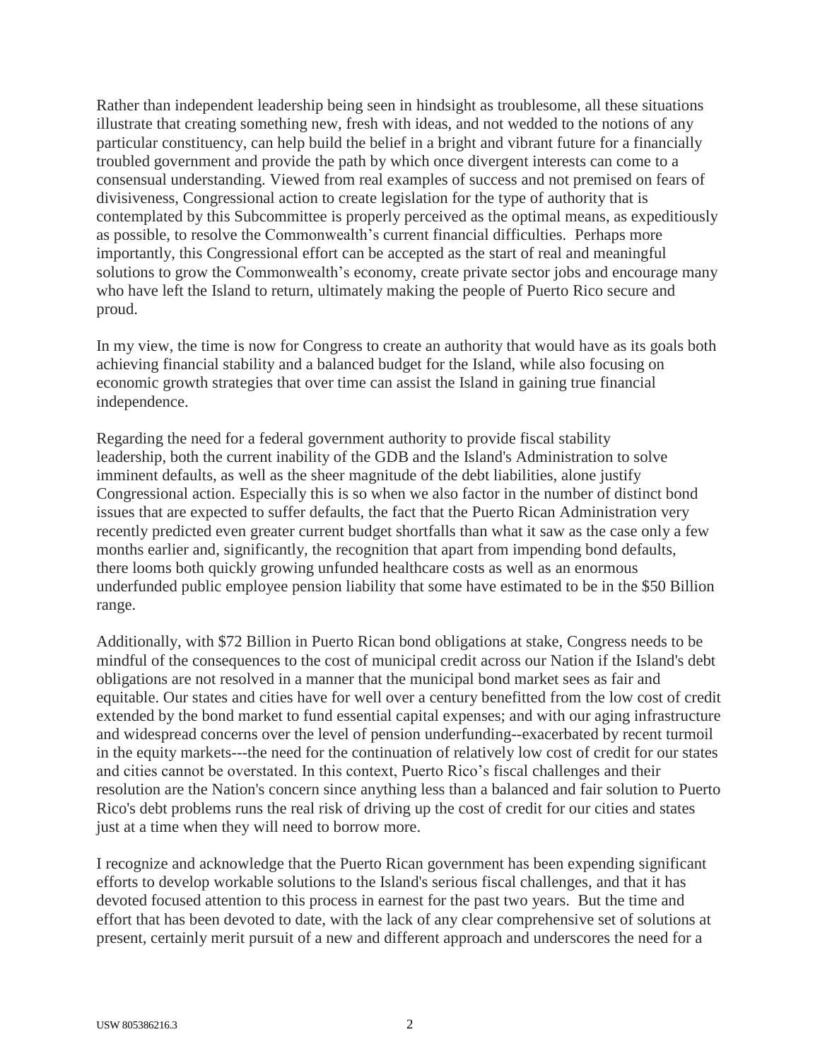Rather than independent leadership being seen in hindsight as troublesome, all these situations illustrate that creating something new, fresh with ideas, and not wedded to the notions of any particular constituency, can help build the belief in a bright and vibrant future for a financially troubled government and provide the path by which once divergent interests can come to a consensual understanding. Viewed from real examples of success and not premised on fears of divisiveness, Congressional action to create legislation for the type of authority that is contemplated by this Subcommittee is properly perceived as the optimal means, as expeditiously as possible, to resolve the Commonwealth's current financial difficulties. Perhaps more importantly, this Congressional effort can be accepted as the start of real and meaningful solutions to grow the Commonwealth's economy, create private sector jobs and encourage many who have left the Island to return, ultimately making the people of Puerto Rico secure and proud.

In my view, the time is now for Congress to create an authority that would have as its goals both achieving financial stability and a balanced budget for the Island, while also focusing on economic growth strategies that over time can assist the Island in gaining true financial independence.

Regarding the need for a federal government authority to provide fiscal stability leadership, both the current inability of the GDB and the Island's Administration to solve imminent defaults, as well as the sheer magnitude of the debt liabilities, alone justify Congressional action. Especially this is so when we also factor in the number of distinct bond issues that are expected to suffer defaults, the fact that the Puerto Rican Administration very recently predicted even greater current budget shortfalls than what it saw as the case only a few months earlier and, significantly, the recognition that apart from impending bond defaults, there looms both quickly growing unfunded healthcare costs as well as an enormous underfunded public employee pension liability that some have estimated to be in the $50 Billion range.

Additionally, with $72 Billion in Puerto Rican bond obligations at stake, Congress needs to be mindful of the consequences to the cost of municipal credit across our Nation if the Island's debt obligations are not resolved in a manner that the municipal bond market sees as fair and equitable. Our states and cities have for well over a century benefitted from the low cost of credit extended by the bond market to fund essential capital expenses; and with our aging infrastructure and widespread concerns over the level of pension underfunding--exacerbated by recent turmoil in the equity markets---the need for the continuation of relatively low cost of credit for our states and cities cannot be overstated. In this context, Puerto Rico's fiscal challenges and their resolution are the Nation's concern since anything less than a balanced and fair solution to Puerto Rico's debt problems runs the real risk of driving up the cost of credit for our cities and states just at a time when they will need to borrow more.

I recognize and acknowledge that the Puerto Rican government has been expending significant efforts to develop workable solutions to the Island's serious fiscal challenges, and that it has devoted focused attention to this process in earnest for the past two years. But the time and effort that has been devoted to date, with the lack of any clear comprehensive set of solutions at present, certainly merit pursuit of a new and different approach and underscores the need for a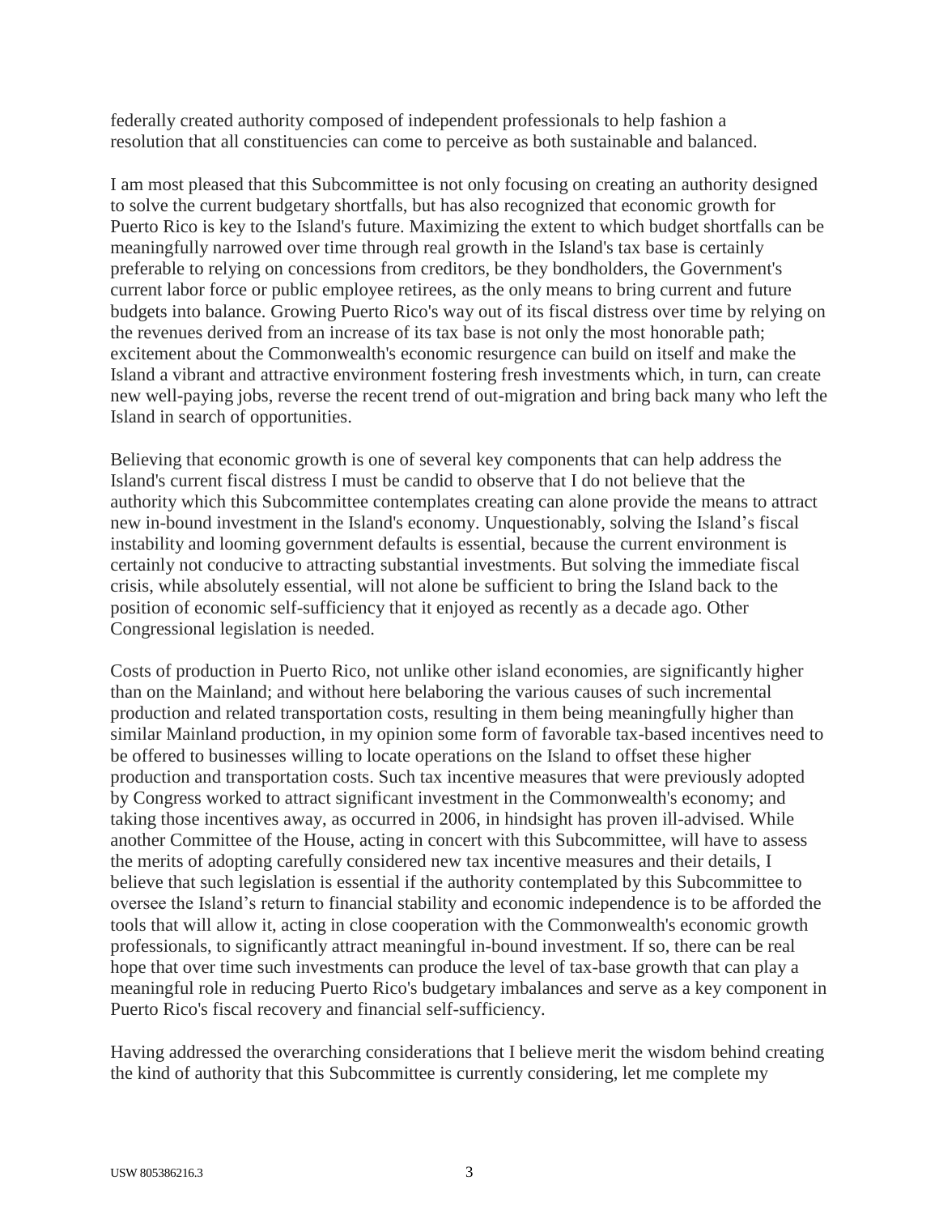federally created authority composed of independent professionals to help fashion a resolution that all constituencies can come to perceive as both sustainable and balanced.

I am most pleased that this Subcommittee is not only focusing on creating an authority designed to solve the current budgetary shortfalls, but has also recognized that economic growth for Puerto Rico is key to the Island's future. Maximizing the extent to which budget shortfalls can be meaningfully narrowed over time through real growth in the Island's tax base is certainly preferable to relying on concessions from creditors, be they bondholders, the Government's current labor force or public employee retirees, as the only means to bring current and future budgets into balance. Growing Puerto Rico's way out of its fiscal distress over time by relying on the revenues derived from an increase of its tax base is not only the most honorable path; excitement about the Commonwealth's economic resurgence can build on itself and make the Island a vibrant and attractive environment fostering fresh investments which, in turn, can create new well-paying jobs, reverse the recent trend of out-migration and bring back many who left the Island in search of opportunities.

Believing that economic growth is one of several key components that can help address the Island's current fiscal distress I must be candid to observe that I do not believe that the authority which this Subcommittee contemplates creating can alone provide the means to attract new in-bound investment in the Island's economy. Unquestionably, solving the Island's fiscal instability and looming government defaults is essential, because the current environment is certainly not conducive to attracting substantial investments. But solving the immediate fiscal crisis, while absolutely essential, will not alone be sufficient to bring the Island back to the position of economic self-sufficiency that it enjoyed as recently as a decade ago. Other Congressional legislation is needed.

Costs of production in Puerto Rico, not unlike other island economies, are significantly higher than on the Mainland; and without here belaboring the various causes of such incremental production and related transportation costs, resulting in them being meaningfully higher than similar Mainland production, in my opinion some form of favorable tax-based incentives need to be offered to businesses willing to locate operations on the Island to offset these higher production and transportation costs. Such tax incentive measures that were previously adopted by Congress worked to attract significant investment in the Commonwealth's economy; and taking those incentives away, as occurred in 2006, in hindsight has proven ill-advised. While another Committee of the House, acting in concert with this Subcommittee, will have to assess the merits of adopting carefully considered new tax incentive measures and their details, I believe that such legislation is essential if the authority contemplated by this Subcommittee to oversee the Island's return to financial stability and economic independence is to be afforded the tools that will allow it, acting in close cooperation with the Commonwealth's economic growth professionals, to significantly attract meaningful in-bound investment. If so, there can be real hope that over time such investments can produce the level of tax-base growth that can play a meaningful role in reducing Puerto Rico's budgetary imbalances and serve as a key component in Puerto Rico's fiscal recovery and financial self-sufficiency.

Having addressed the overarching considerations that I believe merit the wisdom behind creating the kind of authority that this Subcommittee is currently considering, let me complete my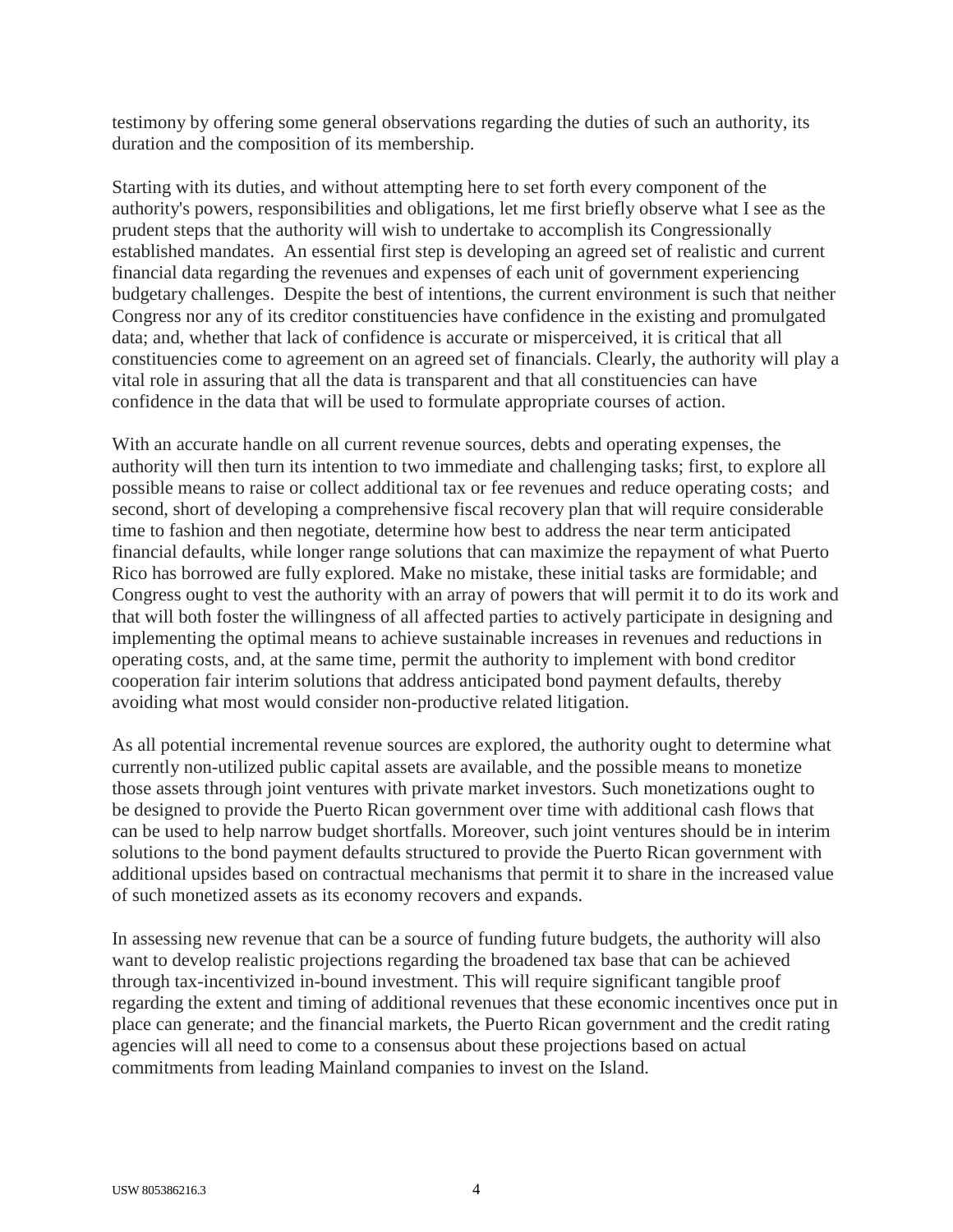testimony by offering some general observations regarding the duties of such an authority, its duration and the composition of its membership.

Starting with its duties, and without attempting here to set forth every component of the authority's powers, responsibilities and obligations, let me first briefly observe what I see as the prudent steps that the authority will wish to undertake to accomplish its Congressionally established mandates. An essential first step is developing an agreed set of realistic and current financial data regarding the revenues and expenses of each unit of government experiencing budgetary challenges. Despite the best of intentions, the current environment is such that neither Congress nor any of its creditor constituencies have confidence in the existing and promulgated data; and, whether that lack of confidence is accurate or misperceived, it is critical that all constituencies come to agreement on an agreed set of financials. Clearly, the authority will play a vital role in assuring that all the data is transparent and that all constituencies can have confidence in the data that will be used to formulate appropriate courses of action.

With an accurate handle on all current revenue sources, debts and operating expenses, the authority will then turn its intention to two immediate and challenging tasks; first, to explore all possible means to raise or collect additional tax or fee revenues and reduce operating costs; and second, short of developing a comprehensive fiscal recovery plan that will require considerable time to fashion and then negotiate, determine how best to address the near term anticipated financial defaults, while longer range solutions that can maximize the repayment of what Puerto Rico has borrowed are fully explored. Make no mistake, these initial tasks are formidable; and Congress ought to vest the authority with an array of powers that will permit it to do its work and that will both foster the willingness of all affected parties to actively participate in designing and implementing the optimal means to achieve sustainable increases in revenues and reductions in operating costs, and, at the same time, permit the authority to implement with bond creditor cooperation fair interim solutions that address anticipated bond payment defaults, thereby avoiding what most would consider non-productive related litigation.

As all potential incremental revenue sources are explored, the authority ought to determine what currently non-utilized public capital assets are available, and the possible means to monetize those assets through joint ventures with private market investors. Such monetizations ought to be designed to provide the Puerto Rican government over time with additional cash flows that can be used to help narrow budget shortfalls. Moreover, such joint ventures should be in interim solutions to the bond payment defaults structured to provide the Puerto Rican government with additional upsides based on contractual mechanisms that permit it to share in the increased value of such monetized assets as its economy recovers and expands.

In assessing new revenue that can be a source of funding future budgets, the authority will also want to develop realistic projections regarding the broadened tax base that can be achieved through tax-incentivized in-bound investment. This will require significant tangible proof regarding the extent and timing of additional revenues that these economic incentives once put in place can generate; and the financial markets, the Puerto Rican government and the credit rating agencies will all need to come to a consensus about these projections based on actual commitments from leading Mainland companies to invest on the Island.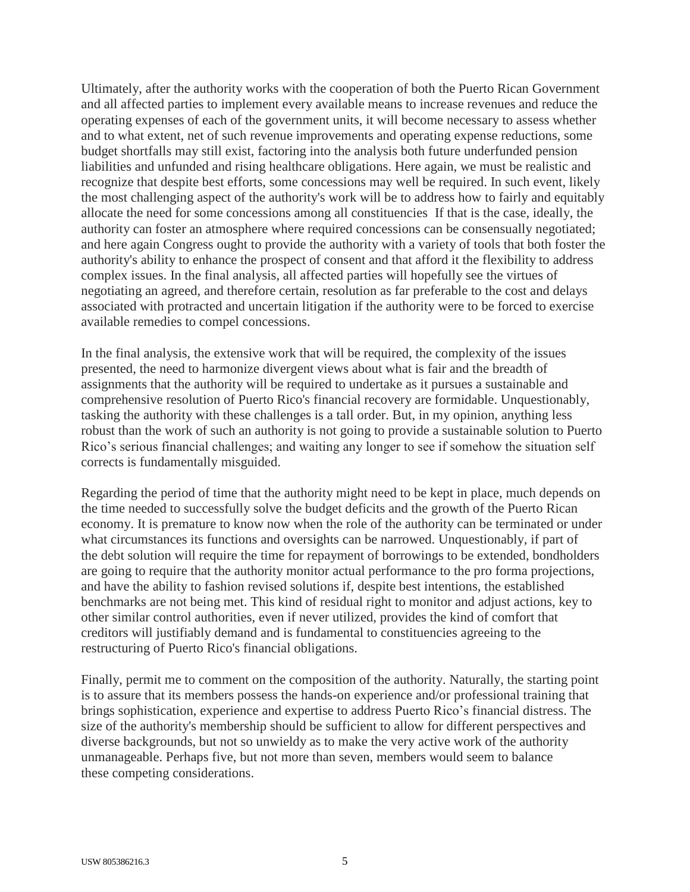Ultimately, after the authority works with the cooperation of both the Puerto Rican Government and all affected parties to implement every available means to increase revenues and reduce the operating expenses of each of the government units, it will become necessary to assess whether and to what extent, net of such revenue improvements and operating expense reductions, some budget shortfalls may still exist, factoring into the analysis both future underfunded pension liabilities and unfunded and rising healthcare obligations. Here again, we must be realistic and recognize that despite best efforts, some concessions may well be required. In such event, likely the most challenging aspect of the authority's work will be to address how to fairly and equitably allocate the need for some concessions among all constituencies  If that is the case, ideally, the authority can foster an atmosphere where required concessions can be consensually negotiated; and here again Congress ought to provide the authority with a variety of tools that both foster the authority's ability to enhance the prospect of consent and that afford it the flexibility to address complex issues. In the final analysis, all affected parties will hopefully see the virtues of negotiating an agreed, and therefore certain, resolution as far preferable to the cost and delays associated with protracted and uncertain litigation if the authority were to be forced to exercise available remedies to compel concessions.

In the final analysis, the extensive work that will be required, the complexity of the issues presented, the need to harmonize divergent views about what is fair and the breadth of assignments that the authority will be required to undertake as it pursues a sustainable and comprehensive resolution of Puerto Rico's financial recovery are formidable. Unquestionably, tasking the authority with these challenges is a tall order. But, in my opinion, anything less robust than the work of such an authority is not going to provide a sustainable solution to Puerto Rico's serious financial challenges; and waiting any longer to see if somehow the situation self corrects is fundamentally misguided.

Regarding the period of time that the authority might need to be kept in place, much depends on the time needed to successfully solve the budget deficits and the growth of the Puerto Rican economy. It is premature to know now when the role of the authority can be terminated or under what circumstances its functions and oversights can be narrowed. Unquestionably, if part of the debt solution will require the time for repayment of borrowings to be extended, bondholders are going to require that the authority monitor actual performance to the pro forma projections, and have the ability to fashion revised solutions if, despite best intentions, the established benchmarks are not being met. This kind of residual right to monitor and adjust actions, key to other similar control authorities, even if never utilized, provides the kind of comfort that creditors will justifiably demand and is fundamental to constituencies agreeing to the restructuring of Puerto Rico's financial obligations.

Finally, permit me to comment on the composition of the authority. Naturally, the starting point is to assure that its members possess the hands-on experience and/or professional training that brings sophistication, experience and expertise to address Puerto Rico's financial distress. The size of the authority's membership should be sufficient to allow for different perspectives and diverse backgrounds, but not so unwieldy as to make the very active work of the authority unmanageable. Perhaps five, but not more than seven, members would seem to balance these competing considerations.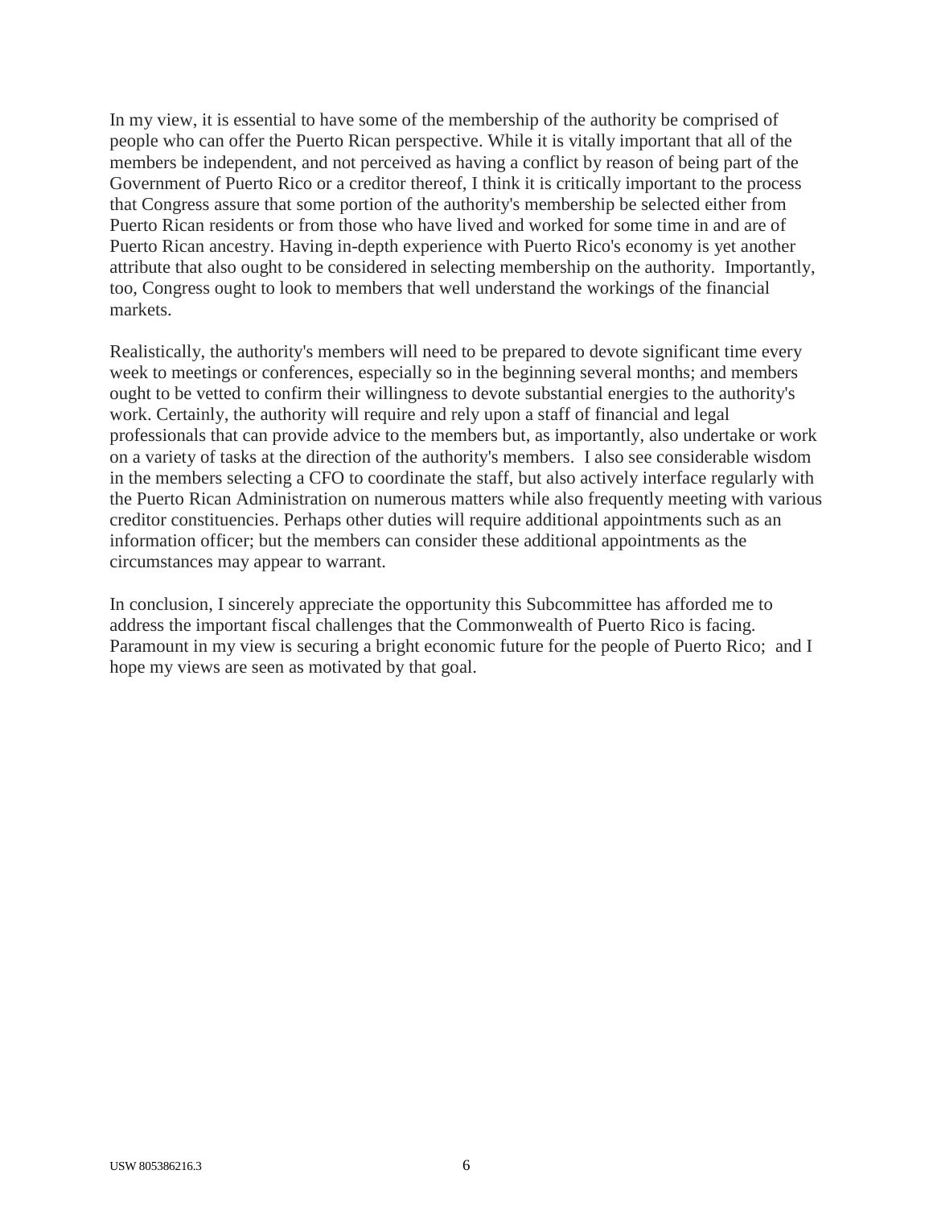In my view, it is essential to have some of the membership of the authority be comprised of people who can offer the Puerto Rican perspective. While it is vitally important that all of the members be independent, and not perceived as having a conflict by reason of being part of the Government of Puerto Rico or a creditor thereof, I think it is critically important to the process that Congress assure that some portion of the authority's membership be selected either from Puerto Rican residents or from those who have lived and worked for some time in and are of Puerto Rican ancestry. Having in-depth experience with Puerto Rico's economy is yet another attribute that also ought to be considered in selecting membership on the authority. Importantly, too, Congress ought to look to members that well understand the workings of the financial markets.

Realistically, the authority's members will need to be prepared to devote significant time every week to meetings or conferences, especially so in the beginning several months; and members ought to be vetted to confirm their willingness to devote substantial energies to the authority's work. Certainly, the authority will require and rely upon a staff of financial and legal professionals that can provide advice to the members but, as importantly, also undertake or work on a variety of tasks at the direction of the authority's members. I also see considerable wisdom in the members selecting a CFO to coordinate the staff, but also actively interface regularly with the Puerto Rican Administration on numerous matters while also frequently meeting with various creditor constituencies. Perhaps other duties will require additional appointments such as an information officer; but the members can consider these additional appointments as the circumstances may appear to warrant.

In conclusion, I sincerely appreciate the opportunity this Subcommittee has afforded me to address the important fiscal challenges that the Commonwealth of Puerto Rico is facing. Paramount in my view is securing a bright economic future for the people of Puerto Rico; and I hope my views are seen as motivated by that goal.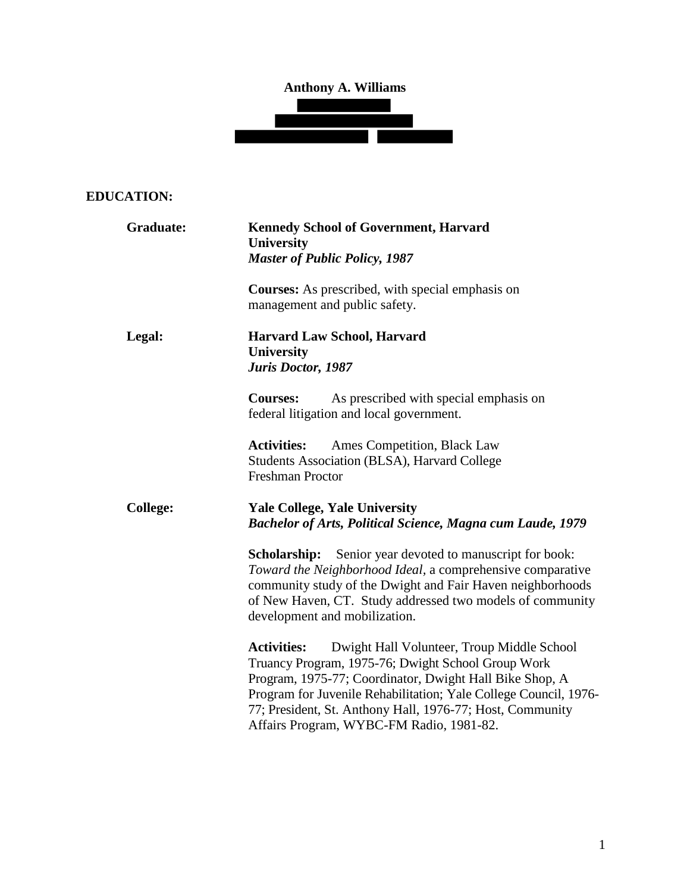**Anthony A. Williams**

## EDUCATION:

**Graduate:**

**Kennedy School of Government, Harvard University**
***Master of Public Policy, 1987***

**Courses:** As prescribed, with special emphasis on management and public safety.

**Legal:**

**Harvard Law School, Harvard University**
***Juris Doctor, 1987***

**Courses:** As prescribed with special emphasis on federal litigation and local government.

**Activities:** Ames Competition, Black Law Students Association (BLSA), Harvard College Freshman Proctor

**College:**

**Yale College, Yale University**
***Bachelor of Arts, Political Science, Magna cum Laude, 1979***

**Scholarship:** Senior year devoted to manuscript for book: *Toward the Neighborhood Ideal*, a comprehensive comparative community study of the Dwight and Fair Haven neighborhoods of New Haven, CT. Study addressed two models of community development and mobilization.

**Activities:** Dwight Hall Volunteer, Troup Middle School Truancy Program, 1975-76; Dwight School Group Work Program, 1975-77; Coordinator, Dwight Hall Bike Shop, A Program for Juvenile Rehabilitation; Yale College Council, 1976-77; President, St. Anthony Hall, 1976-77; Host, Community Affairs Program, WYBC-FM Radio, 1981-82.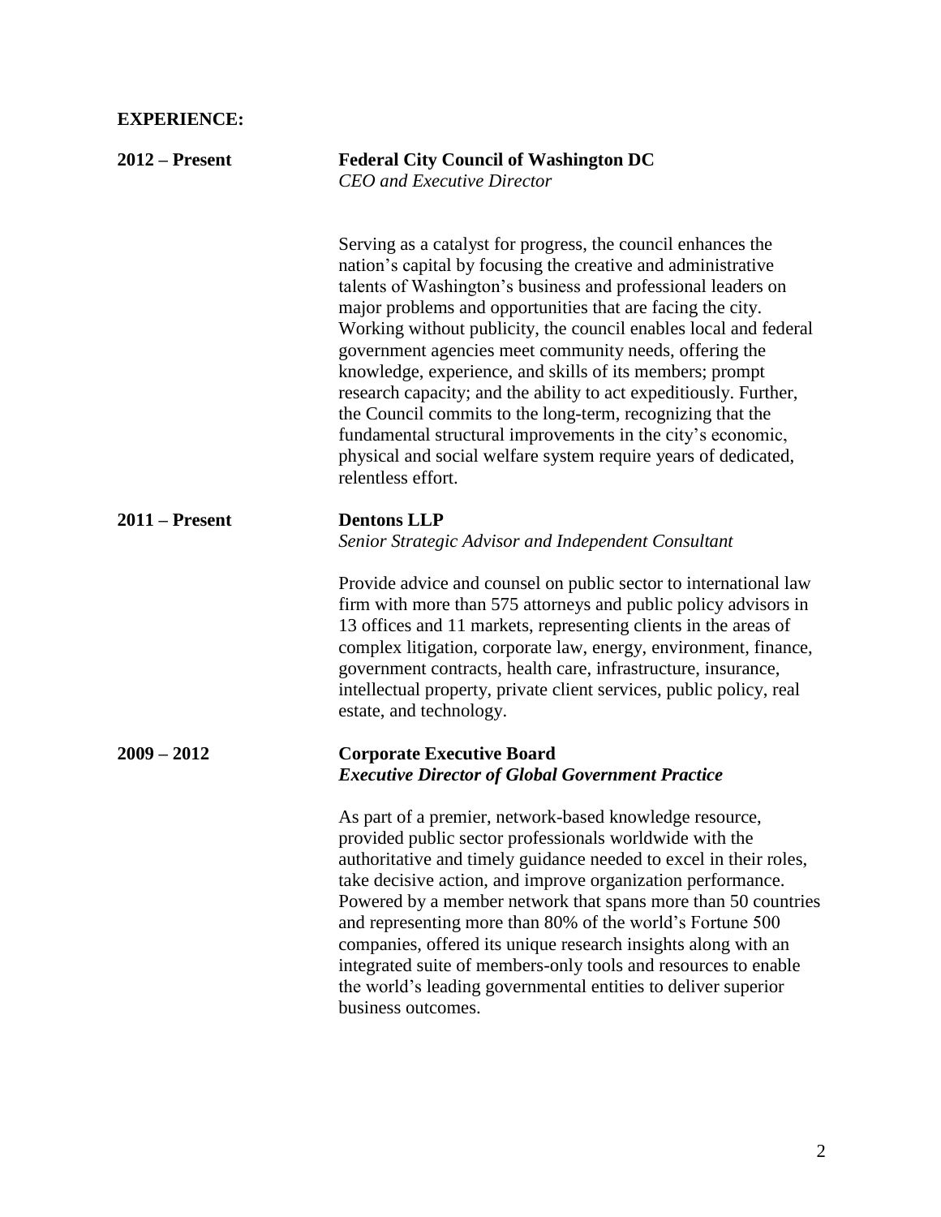**EXPERIENCE:**

**2012 – Present** **Federal City Council of Washington DC**
*CEO and Executive Director*

Serving as a catalyst for progress, the council enhances the nation's capital by focusing the creative and administrative talents of Washington's business and professional leaders on major problems and opportunities that are facing the city. Working without publicity, the council enables local and federal government agencies meet community needs, offering the knowledge, experience, and skills of its members; prompt research capacity; and the ability to act expeditiously. Further, the Council commits to the long-term, recognizing that the fundamental structural improvements in the city's economic, physical and social welfare system require years of dedicated, relentless effort.

**2011 – Present** **Dentons LLP**
*Senior Strategic Advisor and Independent Consultant*

Provide advice and counsel on public sector to international law firm with more than 575 attorneys and public policy advisors in 13 offices and 11 markets, representing clients in the areas of complex litigation, corporate law, energy, environment, finance, government contracts, health care, infrastructure, insurance, intellectual property, private client services, public policy, real estate, and technology.

**2009 – 2012** **Corporate Executive Board**
***Executive Director of Global Government Practice***

As part of a premier, network-based knowledge resource, provided public sector professionals worldwide with the authoritative and timely guidance needed to excel in their roles, take decisive action, and improve organization performance. Powered by a member network that spans more than 50 countries and representing more than 80% of the world's Fortune 500 companies, offered its unique research insights along with an integrated suite of members-only tools and resources to enable the world's leading governmental entities to deliver superior business outcomes.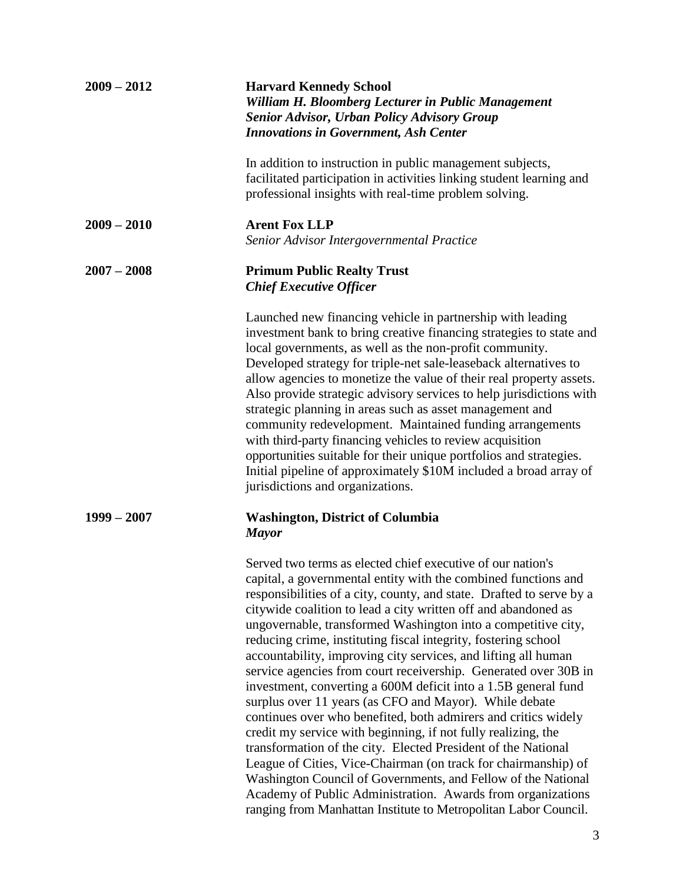**2009 – 2012** **Harvard Kennedy School**
***William H. Bloomberg Lecturer in Public Management***
***Senior Advisor, Urban Policy Advisory Group***
***Innovations in Government, Ash Center***

In addition to instruction in public management subjects, facilitated participation in activities linking student learning and professional insights with real-time problem solving.

**2009 – 2010** **Arent Fox LLP**
*Senior Advisor Intergovernmental Practice*

**2007 – 2008** **Primum Public Realty Trust**
***Chief Executive Officer***

Launched new financing vehicle in partnership with leading investment bank to bring creative financing strategies to state and local governments, as well as the non-profit community. Developed strategy for triple-net sale-leaseback alternatives to allow agencies to monetize the value of their real property assets. Also provide strategic advisory services to help jurisdictions with strategic planning in areas such as asset management and community redevelopment. Maintained funding arrangements with third-party financing vehicles to review acquisition opportunities suitable for their unique portfolios and strategies. Initial pipeline of approximately $10M included a broad array of jurisdictions and organizations.

**1999 – 2007** **Washington, District of Columbia**
***Mayor***

Served two terms as elected chief executive of our nation's capital, a governmental entity with the combined functions and responsibilities of a city, county, and state. Drafted to serve by a citywide coalition to lead a city written off and abandoned as ungovernable, transformed Washington into a competitive city, reducing crime, instituting fiscal integrity, fostering school accountability, improving city services, and lifting all human service agencies from court receivership. Generated over 30B in investment, converting a 600M deficit into a 1.5B general fund surplus over 11 years (as CFO and Mayor). While debate continues over who benefited, both admirers and critics widely credit my service with beginning, if not fully realizing, the transformation of the city. Elected President of the National League of Cities, Vice-Chairman (on track for chairmanship) of Washington Council of Governments, and Fellow of the National Academy of Public Administration. Awards from organizations ranging from Manhattan Institute to Metropolitan Labor Council.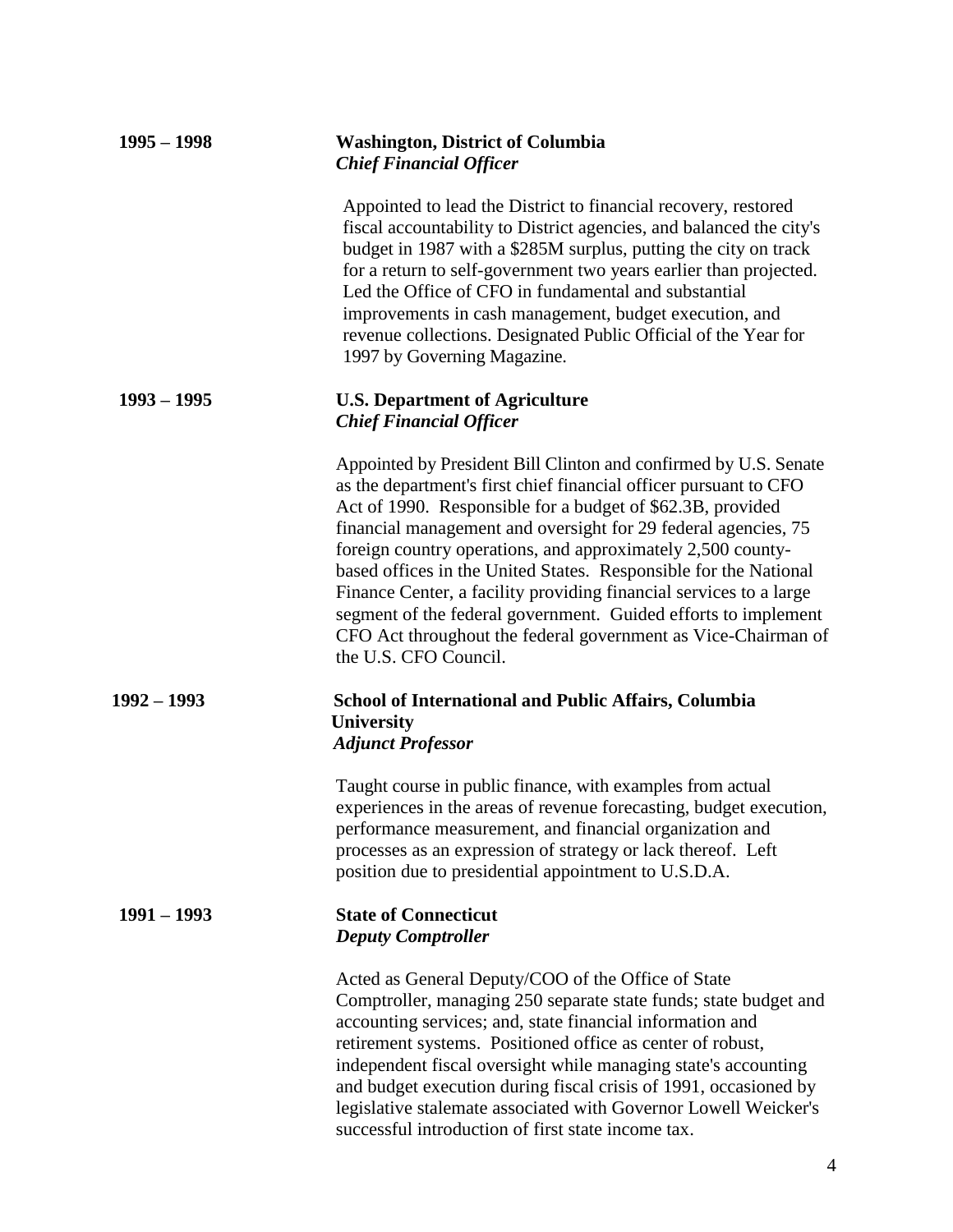**1995 – 1998** **Washington, District of Columbia**
***Chief Financial Officer***

Appointed to lead the District to financial recovery, restored fiscal accountability to District agencies, and balanced the city's budget in 1987 with a $285M surplus, putting the city on track for a return to self-government two years earlier than projected. Led the Office of CFO in fundamental and substantial improvements in cash management, budget execution, and revenue collections. Designated Public Official of the Year for 1997 by Governing Magazine.

**1993 – 1995** **U.S. Department of Agriculture**
***Chief Financial Officer***

Appointed by President Bill Clinton and confirmed by U.S. Senate as the department's first chief financial officer pursuant to CFO Act of 1990. Responsible for a budget of $62.3B, provided financial management and oversight for 29 federal agencies, 75 foreign country operations, and approximately 2,500 county-based offices in the United States. Responsible for the National Finance Center, a facility providing financial services to a large segment of the federal government. Guided efforts to implement CFO Act throughout the federal government as Vice-Chairman of the U.S. CFO Council.

**1992 – 1993** **School of International and Public Affairs, Columbia University**
***Adjunct Professor***

Taught course in public finance, with examples from actual experiences in the areas of revenue forecasting, budget execution, performance measurement, and financial organization and processes as an expression of strategy or lack thereof. Left position due to presidential appointment to U.S.D.A.

**1991 – 1993** **State of Connecticut**
***Deputy Comptroller***

Acted as General Deputy/COO of the Office of State Comptroller, managing 250 separate state funds; state budget and accounting services; and, state financial information and retirement systems. Positioned office as center of robust, independent fiscal oversight while managing state's accounting and budget execution during fiscal crisis of 1991, occasioned by legislative stalemate associated with Governor Lowell Weicker's successful introduction of first state income tax.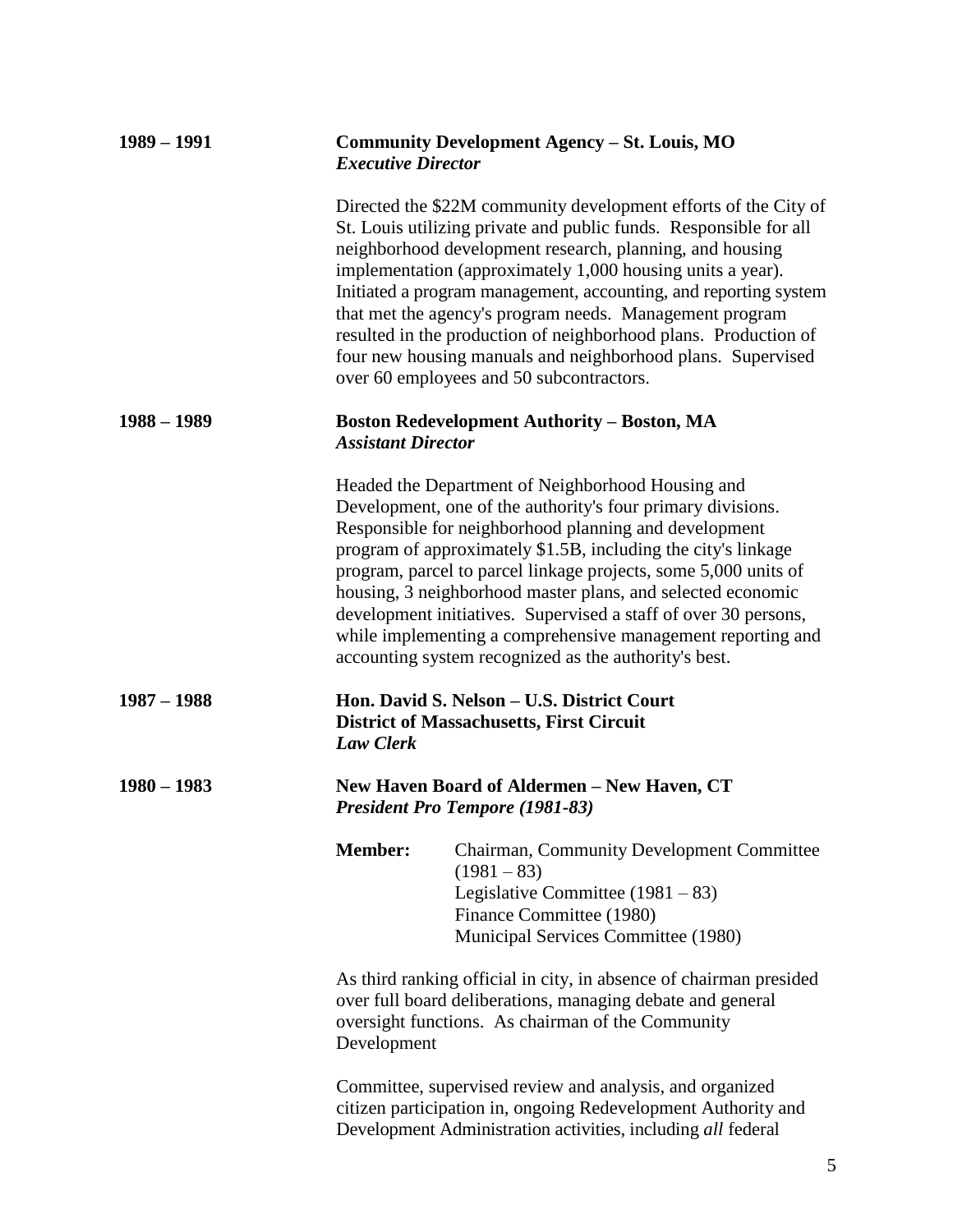**1989 – 1991** **Community Development Agency – St. Louis, MO**
***Executive Director***

Directed the $22M community development efforts of the City of St. Louis utilizing private and public funds. Responsible for all neighborhood development research, planning, and housing implementation (approximately 1,000 housing units a year). Initiated a program management, accounting, and reporting system that met the agency's program needs. Management program resulted in the production of neighborhood plans. Production of four new housing manuals and neighborhood plans. Supervised over 60 employees and 50 subcontractors.

**1988 – 1989** **Boston Redevelopment Authority – Boston, MA**
***Assistant Director***

Headed the Department of Neighborhood Housing and Development, one of the authority's four primary divisions. Responsible for neighborhood planning and development program of approximately $1.5B, including the city's linkage program, parcel to parcel linkage projects, some 5,000 units of housing, 3 neighborhood master plans, and selected economic development initiatives. Supervised a staff of over 30 persons, while implementing a comprehensive management reporting and accounting system recognized as the authority's best.

**1987 – 1988** **Hon. David S. Nelson – U.S. District Court**
**District of Massachusetts, First Circuit**
***Law Clerk***

**1980 – 1983** **New Haven Board of Aldermen – New Haven, CT**
***President Pro Tempore (1981-83)***

**Member:** Chairman, Community Development Committee (1981 – 83)
Legislative Committee (1981 – 83)
Finance Committee (1980)
Municipal Services Committee (1980)

As third ranking official in city, in absence of chairman presided over full board deliberations, managing debate and general oversight functions. As chairman of the Community Development

Committee, supervised review and analysis, and organized citizen participation in, ongoing Redevelopment Authority and Development Administration activities, including *all* federal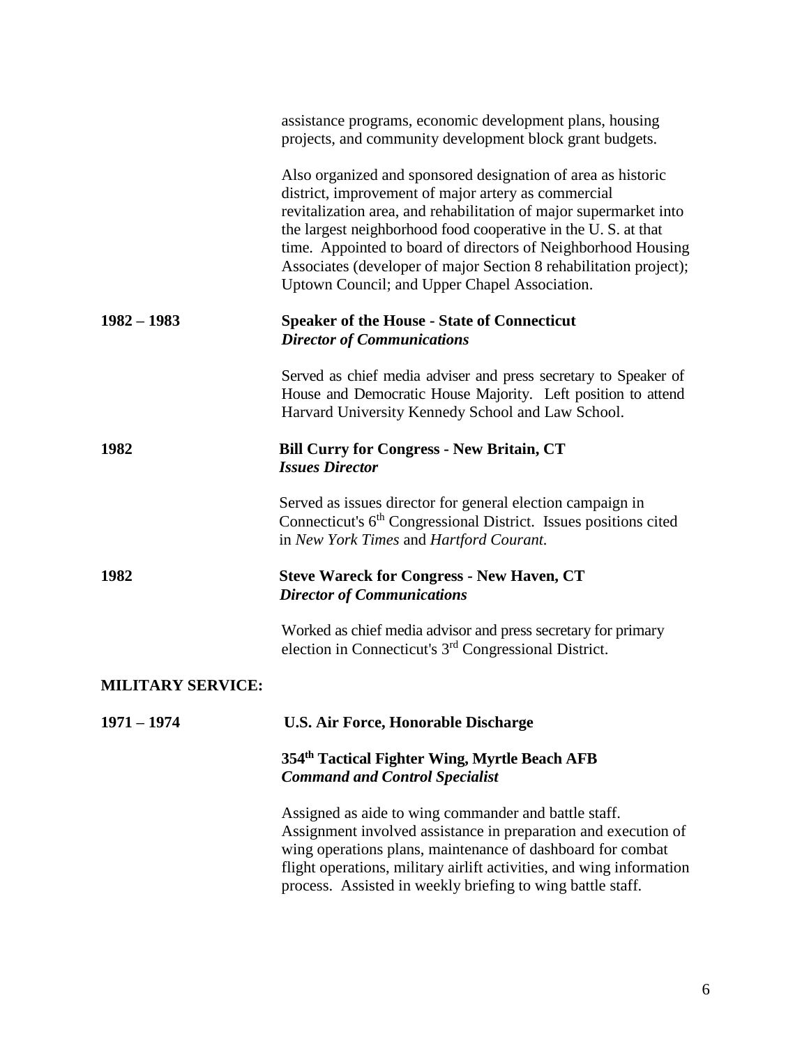assistance programs, economic development plans, housing projects, and community development block grant budgets.

Also organized and sponsored designation of area as historic district, improvement of major artery as commercial revitalization area, and rehabilitation of major supermarket into the largest neighborhood food cooperative in the U. S. at that time. Appointed to board of directors of Neighborhood Housing Associates (developer of major Section 8 rehabilitation project); Uptown Council; and Upper Chapel Association.

**1982 – 1983** **Speaker of the House - State of Connecticut**
***Director of Communications***

Served as chief media adviser and press secretary to Speaker of House and Democratic House Majority. Left position to attend Harvard University Kennedy School and Law School.

**1982** **Bill Curry for Congress - New Britain, CT**
***Issues Director***

Served as issues director for general election campaign in Connecticut's 6th Congressional District. Issues positions cited in *New York Times* and *Hartford Courant.*

**1982** **Steve Wareck for Congress - New Haven, CT**
***Director of Communications***

Worked as chief media advisor and press secretary for primary election in Connecticut's 3rd Congressional District.

## MILITARY SERVICE:

**1971 – 1974** **U.S. Air Force, Honorable Discharge**

**354th Tactical Fighter Wing, Myrtle Beach AFB**
***Command and Control Specialist***

Assigned as aide to wing commander and battle staff. Assignment involved assistance in preparation and execution of wing operations plans, maintenance of dashboard for combat flight operations, military airlift activities, and wing information process. Assisted in weekly briefing to wing battle staff.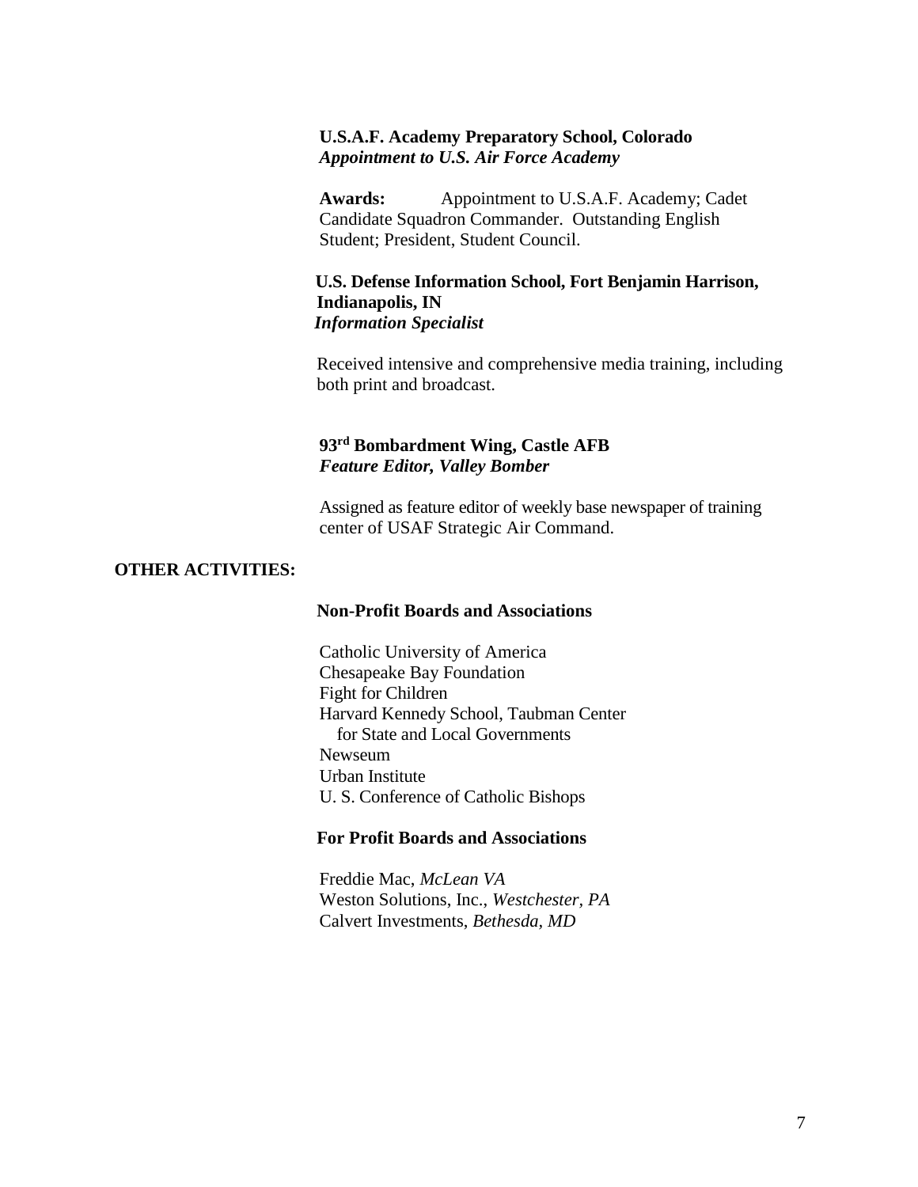**U.S.A.F. Academy Preparatory School, Colorado**
***Appointment to U.S. Air Force Academy***

**Awards:** Appointment to U.S.A.F. Academy; Cadet Candidate Squadron Commander. Outstanding English Student; President, Student Council.

**U.S. Defense Information School, Fort Benjamin Harrison, Indianapolis, IN**
***Information Specialist***

Received intensive and comprehensive media training, including both print and broadcast.

**93rd Bombardment Wing, Castle AFB**
***Feature Editor, Valley Bomber***

Assigned as feature editor of weekly base newspaper of training center of USAF Strategic Air Command.

**OTHER ACTIVITIES:**

**Non-Profit Boards and Associations**

Catholic University of America
Chesapeake Bay Foundation
Fight for Children
Harvard Kennedy School, Taubman Center for State and Local Governments
Newseum
Urban Institute
U. S. Conference of Catholic Bishops

**For Profit Boards and Associations**

Freddie Mac, *McLean VA*
Weston Solutions, Inc., *Westchester, PA*
Calvert Investments, *Bethesda, MD*